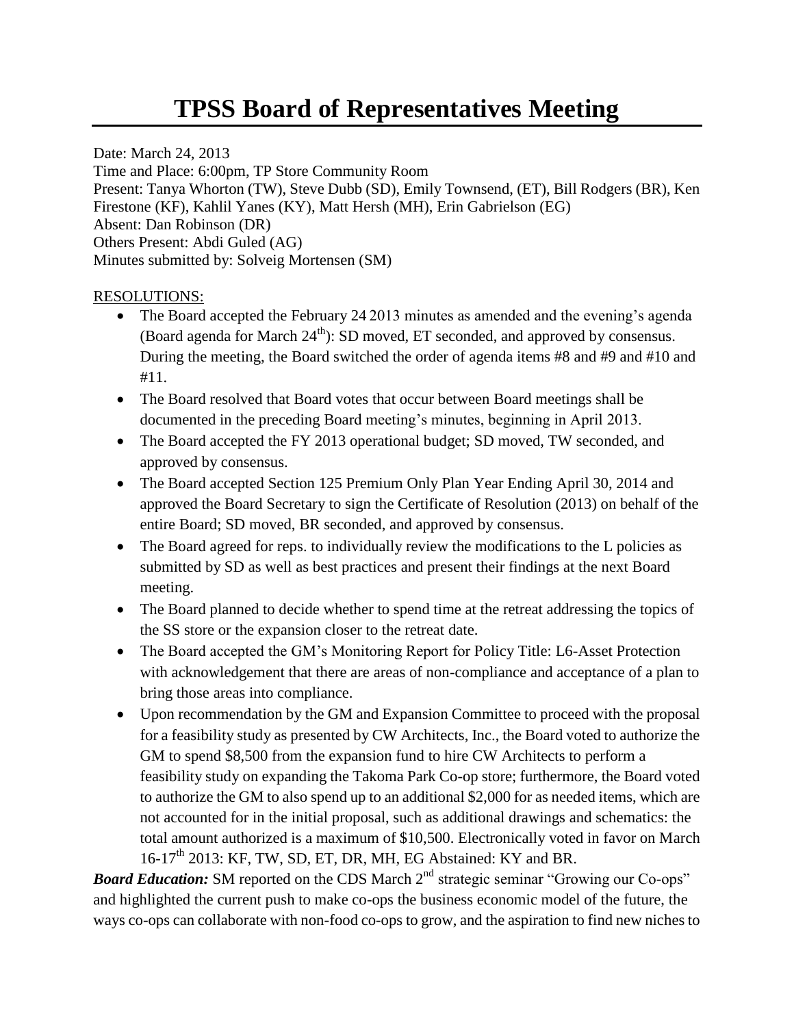# TPSS Board of Representatives Meeting

Date: March 24, 2013
Time and Place: 6:00pm, TP Store Community Room
Present: Tanya Whorton (TW), Steve Dubb (SD), Emily Townsend, (ET), Bill Rodgers (BR), Ken Firestone (KF), Kahlil Yanes (KY), Matt Hersh (MH), Erin Gabrielson (EG)
Absent: Dan Robinson (DR)
Others Present: Abdi Guled (AG)
Minutes submitted by: Solveig Mortensen (SM)

RESOLUTIONS:

- The Board accepted the February 24 2013 minutes as amended and the evening's agenda (Board agenda for March 24th): SD moved, ET seconded, and approved by consensus. During the meeting, the Board switched the order of agenda items #8 and #9 and #10 and #11.
- The Board resolved that Board votes that occur between Board meetings shall be documented in the preceding Board meeting's minutes, beginning in April 2013.
- The Board accepted the FY 2013 operational budget; SD moved, TW seconded, and approved by consensus.
- The Board accepted Section 125 Premium Only Plan Year Ending April 30, 2014 and approved the Board Secretary to sign the Certificate of Resolution (2013) on behalf of the entire Board; SD moved, BR seconded, and approved by consensus.
- The Board agreed for reps. to individually review the modifications to the L policies as submitted by SD as well as best practices and present their findings at the next Board meeting.
- The Board planned to decide whether to spend time at the retreat addressing the topics of the SS store or the expansion closer to the retreat date.
- The Board accepted the GM's Monitoring Report for Policy Title: L6-Asset Protection with acknowledgement that there are areas of non-compliance and acceptance of a plan to bring those areas into compliance.
- Upon recommendation by the GM and Expansion Committee to proceed with the proposal for a feasibility study as presented by CW Architects, Inc., the Board voted to authorize the GM to spend $8,500 from the expansion fund to hire CW Architects to perform a feasibility study on expanding the Takoma Park Co-op store; furthermore, the Board voted to authorize the GM to also spend up to an additional $2,000 for as needed items, which are not accounted for in the initial proposal, such as additional drawings and schematics: the total amount authorized is a maximum of $10,500. Electronically voted in favor on March 16-17th 2013: KF, TW, SD, ET, DR, MH, EG Abstained: KY and BR.

***Board Education:*** SM reported on the CDS March 2nd strategic seminar "Growing our Co-ops" and highlighted the current push to make co-ops the business economic model of the future, the ways co-ops can collaborate with non-food co-ops to grow, and the aspiration to find new niches to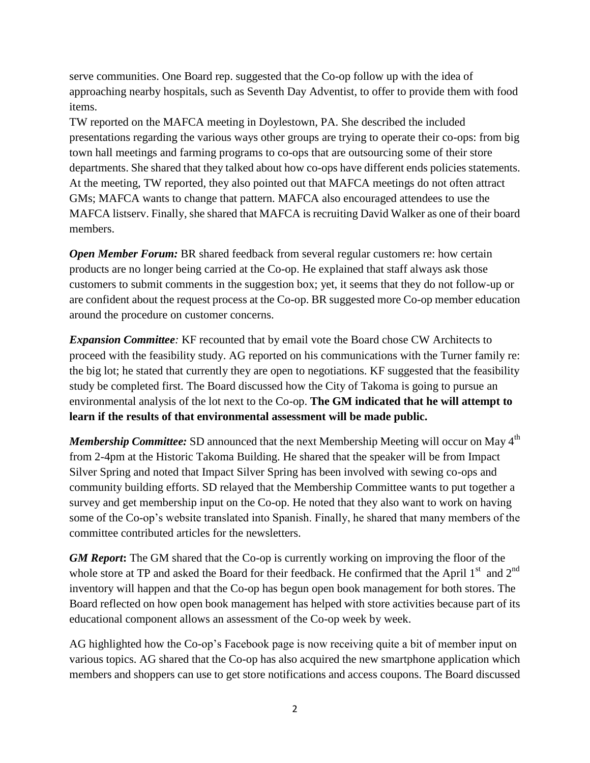serve communities. One Board rep. suggested that the Co-op follow up with the idea of approaching nearby hospitals, such as Seventh Day Adventist, to offer to provide them with food items.

TW reported on the MAFCA meeting in Doylestown, PA. She described the included presentations regarding the various ways other groups are trying to operate their co-ops: from big town hall meetings and farming programs to co-ops that are outsourcing some of their store departments. She shared that they talked about how co-ops have different ends policies statements. At the meeting, TW reported, they also pointed out that MAFCA meetings do not often attract GMs; MAFCA wants to change that pattern. MAFCA also encouraged attendees to use the MAFCA listserv. Finally, she shared that MAFCA is recruiting David Walker as one of their board members.

***Open Member Forum:*** BR shared feedback from several regular customers re: how certain products are no longer being carried at the Co-op. He explained that staff always ask those customers to submit comments in the suggestion box; yet, it seems that they do not follow-up or are confident about the request process at the Co-op. BR suggested more Co-op member education around the procedure on customer concerns.

***Expansion Committee:*** KF recounted that by email vote the Board chose CW Architects to proceed with the feasibility study. AG reported on his communications with the Turner family re: the big lot; he stated that currently they are open to negotiations. KF suggested that the feasibility study be completed first. The Board discussed how the City of Takoma is going to pursue an environmental analysis of the lot next to the Co-op. **The GM indicated that he will attempt to learn if the results of that environmental assessment will be made public.**

***Membership Committee:*** SD announced that the next Membership Meeting will occur on May 4th from 2-4pm at the Historic Takoma Building. He shared that the speaker will be from Impact Silver Spring and noted that Impact Silver Spring has been involved with sewing co-ops and community building efforts. SD relayed that the Membership Committee wants to put together a survey and get membership input on the Co-op. He noted that they also want to work on having some of the Co-op's website translated into Spanish. Finally, he shared that many members of the committee contributed articles for the newsletters.

***GM Report*:** The GM shared that the Co-op is currently working on improving the floor of the whole store at TP and asked the Board for their feedback. He confirmed that the April 1st and 2nd inventory will happen and that the Co-op has begun open book management for both stores. The Board reflected on how open book management has helped with store activities because part of its educational component allows an assessment of the Co-op week by week.

AG highlighted how the Co-op's Facebook page is now receiving quite a bit of member input on various topics. AG shared that the Co-op has also acquired the new smartphone application which members and shoppers can use to get store notifications and access coupons. The Board discussed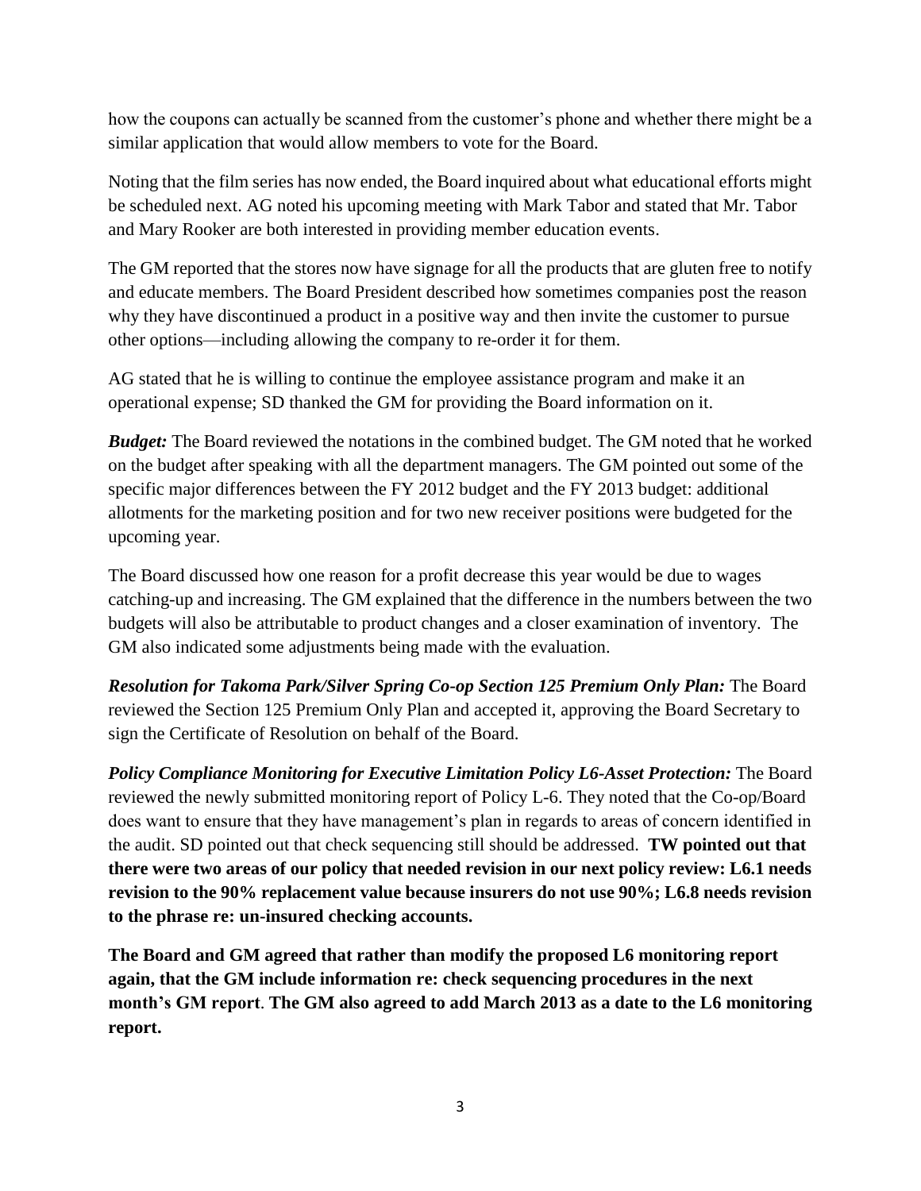how the coupons can actually be scanned from the customer's phone and whether there might be a similar application that would allow members to vote for the Board.

Noting that the film series has now ended, the Board inquired about what educational efforts might be scheduled next. AG noted his upcoming meeting with Mark Tabor and stated that Mr. Tabor and Mary Rooker are both interested in providing member education events.

The GM reported that the stores now have signage for all the products that are gluten free to notify and educate members. The Board President described how sometimes companies post the reason why they have discontinued a product in a positive way and then invite the customer to pursue other options—including allowing the company to re-order it for them.

AG stated that he is willing to continue the employee assistance program and make it an operational expense; SD thanked the GM for providing the Board information on it.

***Budget:*** The Board reviewed the notations in the combined budget. The GM noted that he worked on the budget after speaking with all the department managers. The GM pointed out some of the specific major differences between the FY 2012 budget and the FY 2013 budget: additional allotments for the marketing position and for two new receiver positions were budgeted for the upcoming year.

The Board discussed how one reason for a profit decrease this year would be due to wages catching-up and increasing. The GM explained that the difference in the numbers between the two budgets will also be attributable to product changes and a closer examination of inventory. The GM also indicated some adjustments being made with the evaluation.

***Resolution for Takoma Park/Silver Spring Co-op Section 125 Premium Only Plan:*** The Board reviewed the Section 125 Premium Only Plan and accepted it, approving the Board Secretary to sign the Certificate of Resolution on behalf of the Board.

***Policy Compliance Monitoring for Executive Limitation Policy L6-Asset Protection:*** The Board reviewed the newly submitted monitoring report of Policy L-6. They noted that the Co-op/Board does want to ensure that they have management's plan in regards to areas of concern identified in the audit. SD pointed out that check sequencing still should be addressed. **TW pointed out that there were two areas of our policy that needed revision in our next policy review: L6.1 needs revision to the 90% replacement value because insurers do not use 90%; L6.8 needs revision to the phrase re: un-insured checking accounts.**

**The Board and GM agreed that rather than modify the proposed L6 monitoring report again, that the GM include information re: check sequencing procedures in the next month's GM report**. **The GM also agreed to add March 2013 as a date to the L6 monitoring report.**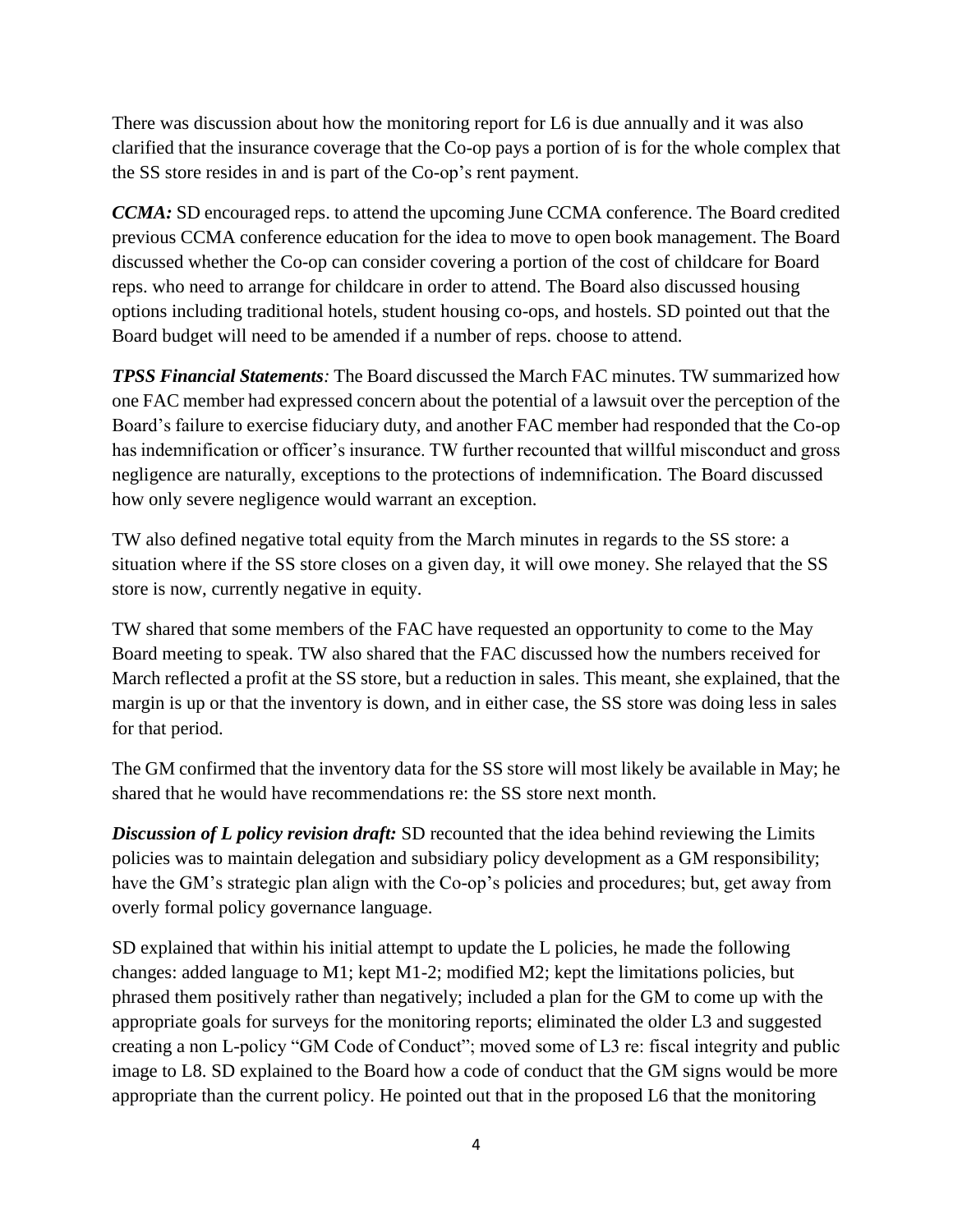There was discussion about how the monitoring report for L6 is due annually and it was also clarified that the insurance coverage that the Co-op pays a portion of is for the whole complex that the SS store resides in and is part of the Co-op's rent payment.

***CCMA:*** SD encouraged reps. to attend the upcoming June CCMA conference. The Board credited previous CCMA conference education for the idea to move to open book management. The Board discussed whether the Co-op can consider covering a portion of the cost of childcare for Board reps. who need to arrange for childcare in order to attend. The Board also discussed housing options including traditional hotels, student housing co-ops, and hostels. SD pointed out that the Board budget will need to be amended if a number of reps. choose to attend.

***TPSS Financial Statements:*** The Board discussed the March FAC minutes. TW summarized how one FAC member had expressed concern about the potential of a lawsuit over the perception of the Board's failure to exercise fiduciary duty, and another FAC member had responded that the Co-op has indemnification or officer's insurance. TW further recounted that willful misconduct and gross negligence are naturally, exceptions to the protections of indemnification. The Board discussed how only severe negligence would warrant an exception.

TW also defined negative total equity from the March minutes in regards to the SS store: a situation where if the SS store closes on a given day, it will owe money. She relayed that the SS store is now, currently negative in equity.

TW shared that some members of the FAC have requested an opportunity to come to the May Board meeting to speak. TW also shared that the FAC discussed how the numbers received for March reflected a profit at the SS store, but a reduction in sales. This meant, she explained, that the margin is up or that the inventory is down, and in either case, the SS store was doing less in sales for that period.

The GM confirmed that the inventory data for the SS store will most likely be available in May; he shared that he would have recommendations re: the SS store next month.

***Discussion of L policy revision draft:*** SD recounted that the idea behind reviewing the Limits policies was to maintain delegation and subsidiary policy development as a GM responsibility; have the GM's strategic plan align with the Co-op's policies and procedures; but, get away from overly formal policy governance language.

SD explained that within his initial attempt to update the L policies, he made the following changes: added language to M1; kept M1-2; modified M2; kept the limitations policies, but phrased them positively rather than negatively; included a plan for the GM to come up with the appropriate goals for surveys for the monitoring reports; eliminated the older L3 and suggested creating a non L-policy "GM Code of Conduct"; moved some of L3 re: fiscal integrity and public image to L8. SD explained to the Board how a code of conduct that the GM signs would be more appropriate than the current policy. He pointed out that in the proposed L6 that the monitoring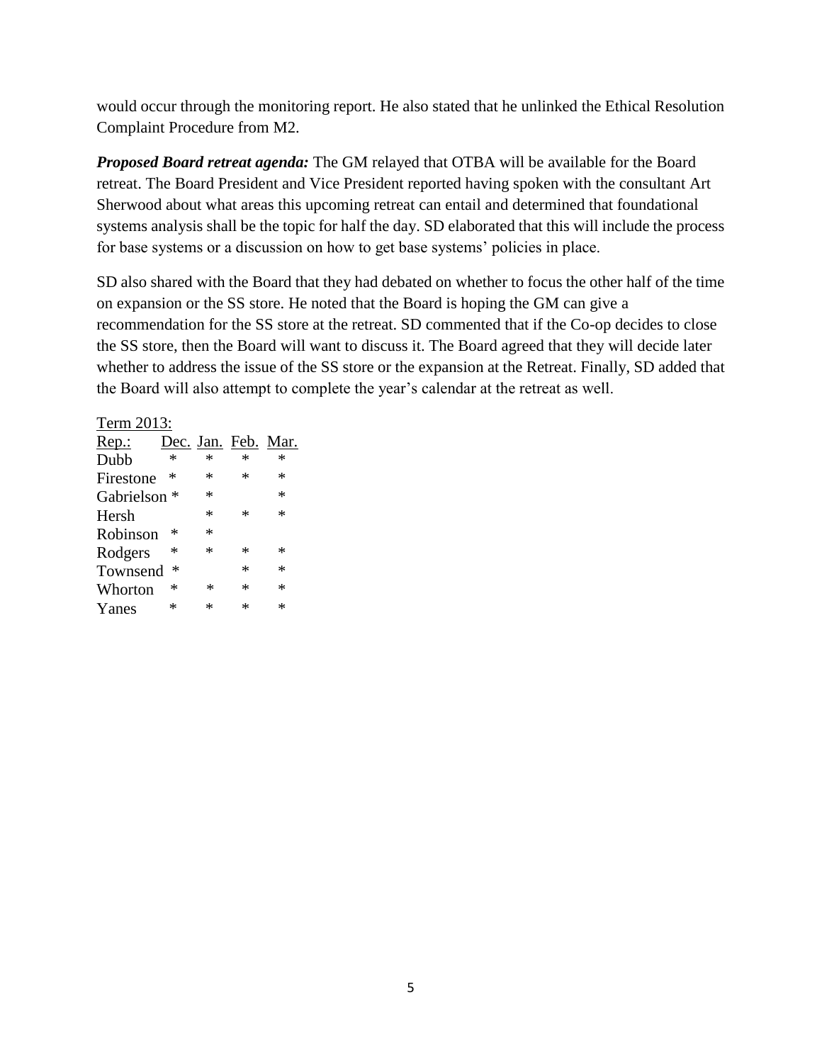would occur through the monitoring report. He also stated that he unlinked the Ethical Resolution Complaint Procedure from M2.

***Proposed Board retreat agenda:*** The GM relayed that OTBA will be available for the Board retreat. The Board President and Vice President reported having spoken with the consultant Art Sherwood about what areas this upcoming retreat can entail and determined that foundational systems analysis shall be the topic for half the day. SD elaborated that this will include the process for base systems or a discussion on how to get base systems' policies in place.

SD also shared with the Board that they had debated on whether to focus the other half of the time on expansion or the SS store. He noted that the Board is hoping the GM can give a recommendation for the SS store at the retreat. SD commented that if the Co-op decides to close the SS store, then the Board will want to discuss it. The Board agreed that they will decide later whether to address the issue of the SS store or the expansion at the Retreat. Finally, SD added that the Board will also attempt to complete the year's calendar at the retreat as well.

Term 2013:

| Rep.: | Dec. | Jan. | Feb. | Mar. |
|---|---|---|---|---|
| Dubb | * | * | * | * |
| Firestone | * | * | * | * |
| Gabrielson | * | * | | * |
| Hersh | | * | * | * |
| Robinson | * | * | | |
| Rodgers | * | * | * | * |
| Townsend | * | | * | * |
| Whorton | * | * | * | * |
| Yanes | * | * | * | * |